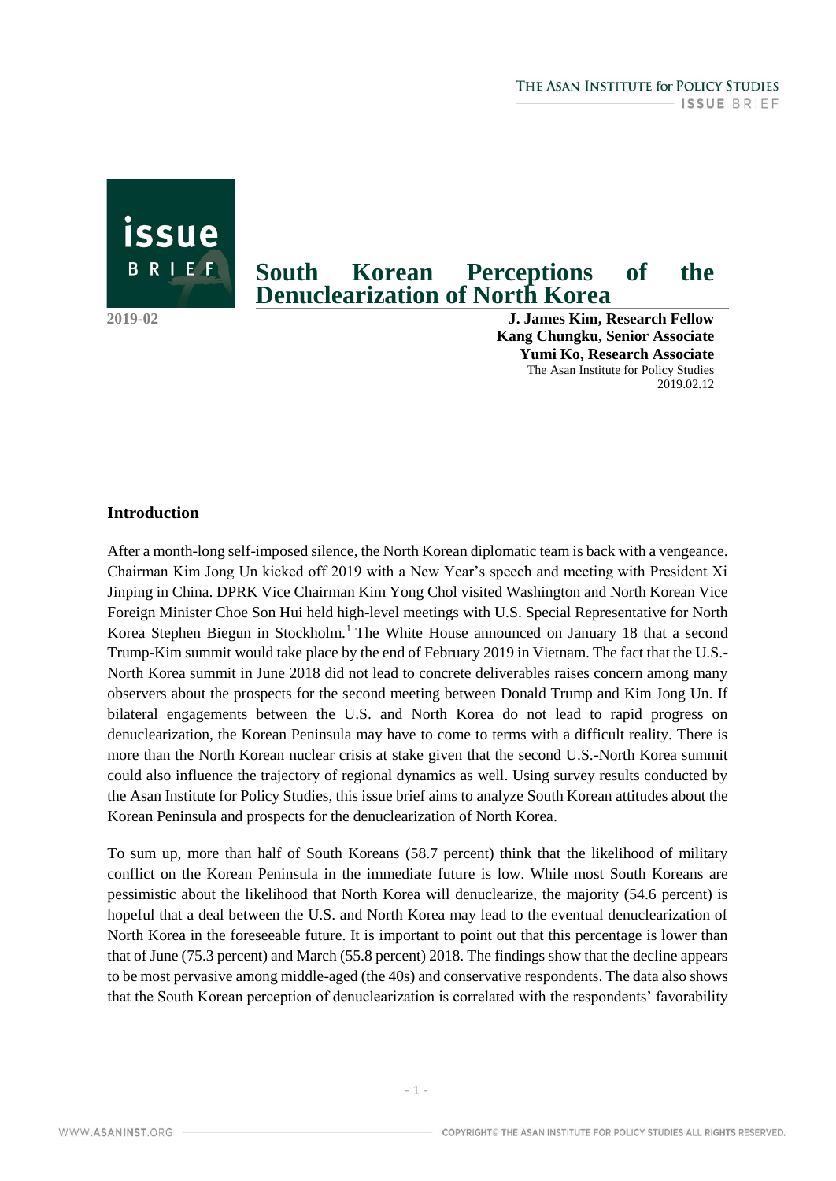# South Korean Perceptions of the Denuclearization of North Korea

2019-02

**J. James Kim, Research Fellow**
**Kang Chungku, Senior Associate**
**Yumi Ko, Research Associate**
The Asan Institute for Policy Studies
2019.02.12

## Introduction

After a month-long self-imposed silence, the North Korean diplomatic team is back with a vengeance. Chairman Kim Jong Un kicked off 2019 with a New Year's speech and meeting with President Xi Jinping in China. DPRK Vice Chairman Kim Yong Chol visited Washington and North Korean Vice Foreign Minister Choe Son Hui held high-level meetings with U.S. Special Representative for North Korea Stephen Biegun in Stockholm.[1] The White House announced on January 18 that a second Trump-Kim summit would take place by the end of February 2019 in Vietnam. The fact that the U.S.-North Korea summit in June 2018 did not lead to concrete deliverables raises concern among many observers about the prospects for the second meeting between Donald Trump and Kim Jong Un. If bilateral engagements between the U.S. and North Korea do not lead to rapid progress on denuclearization, the Korean Peninsula may have to come to terms with a difficult reality. There is more than the North Korean nuclear crisis at stake given that the second U.S.-North Korea summit could also influence the trajectory of regional dynamics as well. Using survey results conducted by the Asan Institute for Policy Studies, this issue brief aims to analyze South Korean attitudes about the Korean Peninsula and prospects for the denuclearization of North Korea.

To sum up, more than half of South Koreans (58.7 percent) think that the likelihood of military conflict on the Korean Peninsula in the immediate future is low. While most South Koreans are pessimistic about the likelihood that North Korea will denuclearize, the majority (54.6 percent) is hopeful that a deal between the U.S. and North Korea may lead to the eventual denuclearization of North Korea in the foreseeable future. It is important to point out that this percentage is lower than that of June (75.3 percent) and March (55.8 percent) 2018. The findings show that the decline appears to be most pervasive among middle-aged (the 40s) and conservative respondents. The data also shows that the South Korean perception of denuclearization is correlated with the respondents' favorability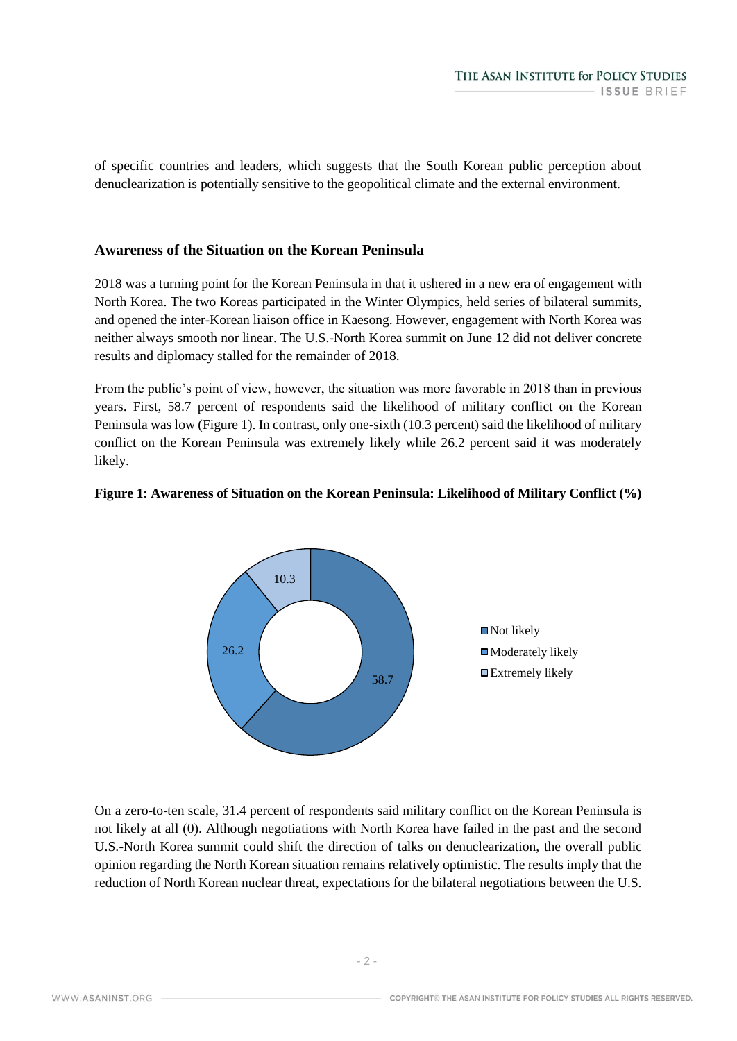of specific countries and leaders, which suggests that the South Korean public perception about denuclearization is potentially sensitive to the geopolitical climate and the external environment.

## Awareness of the Situation on the Korean Peninsula

2018 was a turning point for the Korean Peninsula in that it ushered in a new era of engagement with North Korea. The two Koreas participated in the Winter Olympics, held series of bilateral summits, and opened the inter-Korean liaison office in Kaesong. However, engagement with North Korea was neither always smooth nor linear. The U.S.-North Korea summit on June 12 did not deliver concrete results and diplomacy stalled for the remainder of 2018.

From the public's point of view, however, the situation was more favorable in 2018 than in previous years. First, 58.7 percent of respondents said the likelihood of military conflict on the Korean Peninsula was low (Figure 1). In contrast, only one-sixth (10.3 percent) said the likelihood of military conflict on the Korean Peninsula was extremely likely while 26.2 percent said it was moderately likely.

**Figure 1: Awareness of Situation on the Korean Peninsula: Likelihood of Military Conflict (%)**

| Response | % |
|---|---|
| Not likely | 58.7 |
| Moderately likely | 26.2 |
| Extremely likely | 10.3 |

On a zero-to-ten scale, 31.4 percent of respondents said military conflict on the Korean Peninsula is not likely at all (0). Although negotiations with North Korea have failed in the past and the second U.S.-North Korea summit could shift the direction of talks on denuclearization, the overall public opinion regarding the North Korean situation remains relatively optimistic. The results imply that the reduction of North Korean nuclear threat, expectations for the bilateral negotiations between the U.S.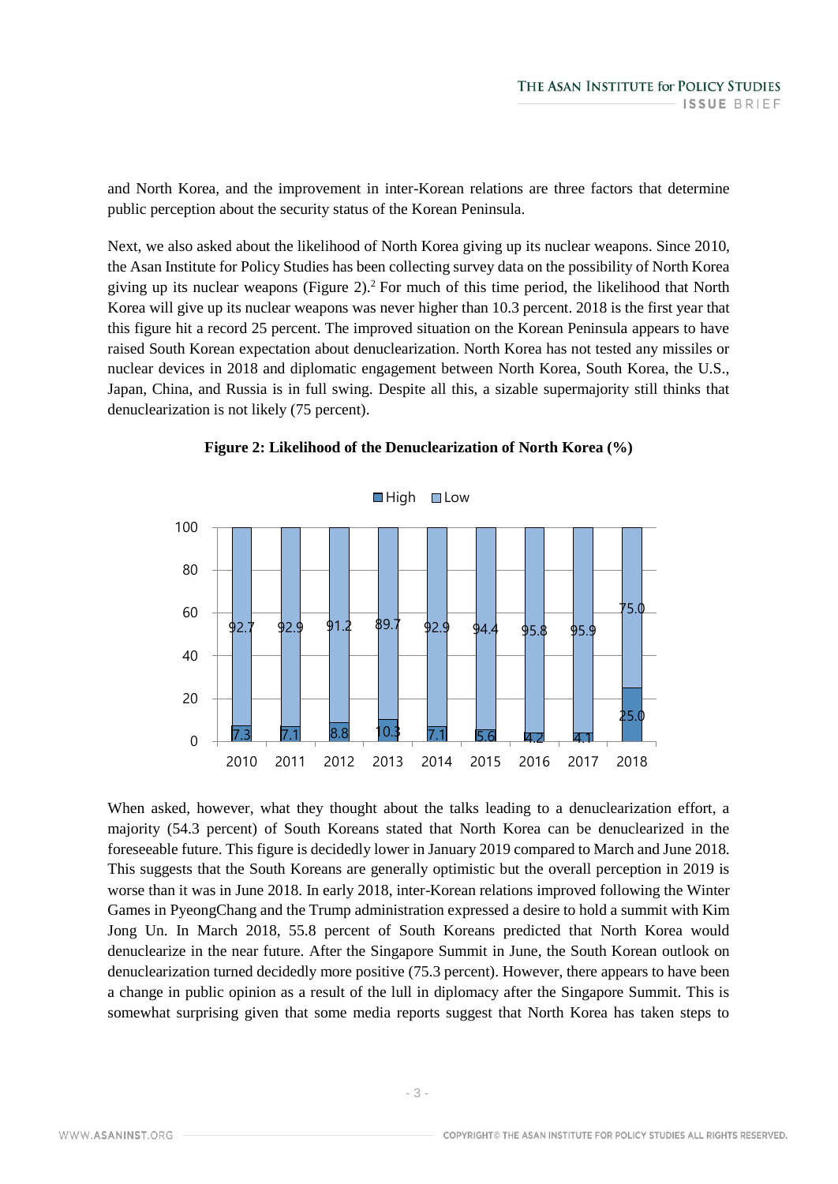and North Korea, and the improvement in inter-Korean relations are three factors that determine public perception about the security status of the Korean Peninsula.

Next, we also asked about the likelihood of North Korea giving up its nuclear weapons. Since 2010, the Asan Institute for Policy Studies has been collecting survey data on the possibility of North Korea giving up its nuclear weapons (Figure 2).[2] For much of this time period, the likelihood that North Korea will give up its nuclear weapons was never higher than 10.3 percent. 2018 is the first year that this figure hit a record 25 percent. The improved situation on the Korean Peninsula appears to have raised South Korean expectation about denuclearization. North Korea has not tested any missiles or nuclear devices in 2018 and diplomatic engagement between North Korea, South Korea, the U.S., Japan, China, and Russia is in full swing. Despite all this, a sizable supermajority still thinks that denuclearization is not likely (75 percent).

**Figure 2: Likelihood of the Denuclearization of North Korea (%)**

| | 2010 | 2011 | 2012 | 2013 | 2014 | 2015 | 2016 | 2017 | 2018 |
|---|---|---|---|---|---|---|---|---|---|
| High | 7.3 | 7.1 | 8.8 | 10.3 | 7.1 | 5.6 | 4.2 | 4.1 | 25.0 |
| Low | 92.7 | 92.9 | 91.2 | 89.7 | 92.9 | 94.4 | 95.8 | 95.9 | 75.0 |

When asked, however, what they thought about the talks leading to a denuclearization effort, a majority (54.3 percent) of South Koreans stated that North Korea can be denuclearized in the foreseeable future. This figure is decidedly lower in January 2019 compared to March and June 2018. This suggests that the South Koreans are generally optimistic but the overall perception in 2019 is worse than it was in June 2018. In early 2018, inter-Korean relations improved following the Winter Games in PyeongChang and the Trump administration expressed a desire to hold a summit with Kim Jong Un. In March 2018, 55.8 percent of South Koreans predicted that North Korea would denuclearize in the near future. After the Singapore Summit in June, the South Korean outlook on denuclearization turned decidedly more positive (75.3 percent). However, there appears to have been a change in public opinion as a result of the lull in diplomacy after the Singapore Summit. This is somewhat surprising given that some media reports suggest that North Korea has taken steps to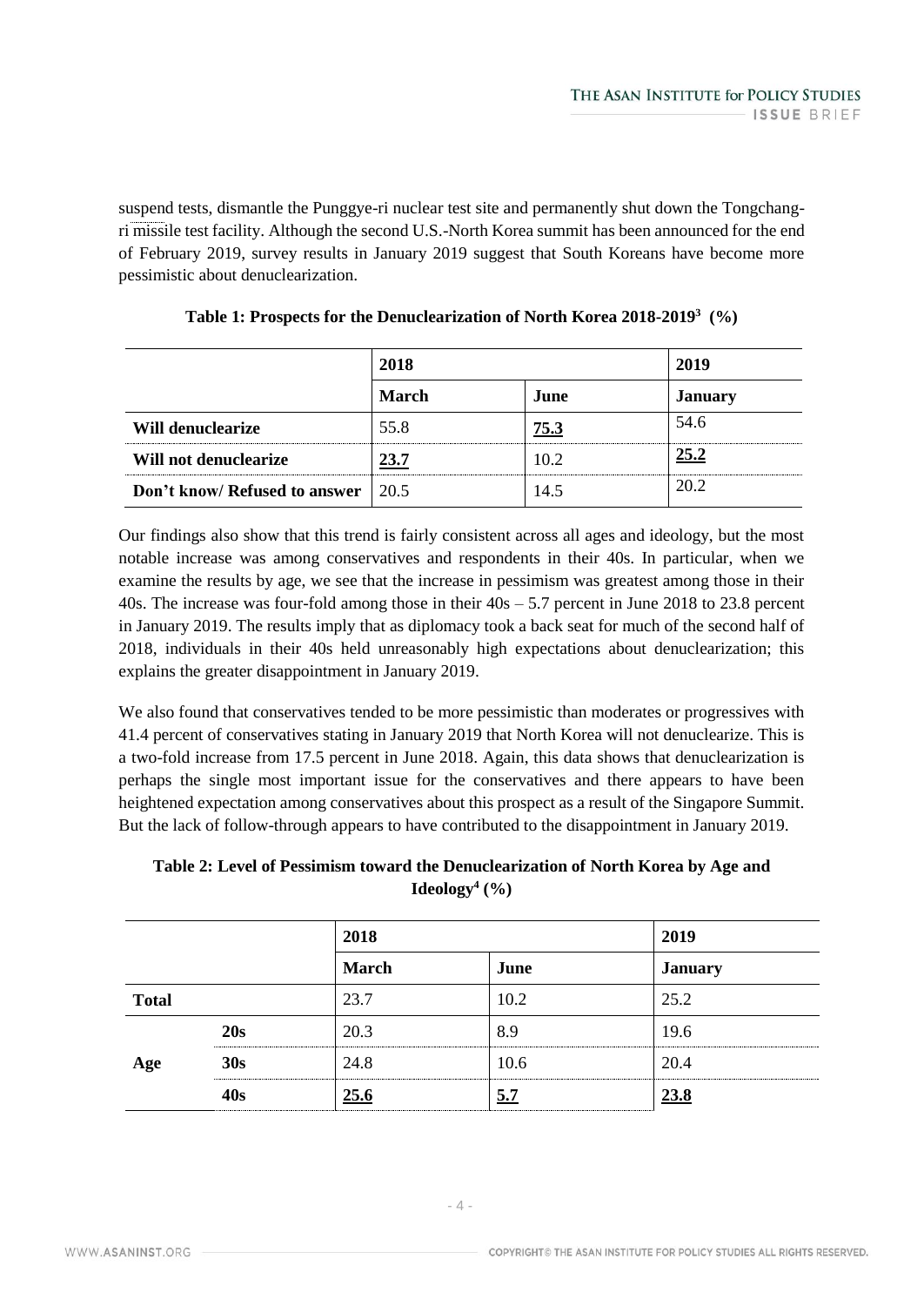suspend tests, dismantle the Punggye-ri nuclear test site and permanently shut down the Tongchang-ri missile test facility. Although the second U.S.-North Korea summit has been announced for the end of February 2019, survey results in January 2019 suggest that South Koreans have become more pessimistic about denuclearization.

**Table 1: Prospects for the Denuclearization of North Korea 2018-2019[3] (%)**

| | 2018 | | 2019 |
|---|---|---|---|
| | **March** | **June** | **January** |
| **Will denuclearize** | 55.8 | **75.3** | 54.6 |
| **Will not denuclearize** | **23.7** | 10.2 | **25.2** |
| **Don't know/ Refused to answer** | 20.5 | 14.5 | 20.2 |

Our findings also show that this trend is fairly consistent across all ages and ideology, but the most notable increase was among conservatives and respondents in their 40s. In particular, when we examine the results by age, we see that the increase in pessimism was greatest among those in their 40s. The increase was four-fold among those in their 40s – 5.7 percent in June 2018 to 23.8 percent in January 2019. The results imply that as diplomacy took a back seat for much of the second half of 2018, individuals in their 40s held unreasonably high expectations about denuclearization; this explains the greater disappointment in January 2019.

We also found that conservatives tended to be more pessimistic than moderates or progressives with 41.4 percent of conservatives stating in January 2019 that North Korea will not denuclearize. This is a two-fold increase from 17.5 percent in June 2018. Again, this data shows that denuclearization is perhaps the single most important issue for the conservatives and there appears to have been heightened expectation among conservatives about this prospect as a result of the Singapore Summit. But the lack of follow-through appears to have contributed to the disappointment in January 2019.

**Table 2: Level of Pessimism toward the Denuclearization of North Korea by Age and Ideology[4] (%)**

| | | 2018 | | 2019 |
|---|---|---|---|---|
| | | **March** | **June** | **January** |
| **Total** | | 23.7 | 10.2 | 25.2 |
| **Age** | **20s** | 20.3 | 8.9 | 19.6 |
| | **30s** | 24.8 | 10.6 | 20.4 |
| | **40s** | **25.6** | **5.7** | **23.8** |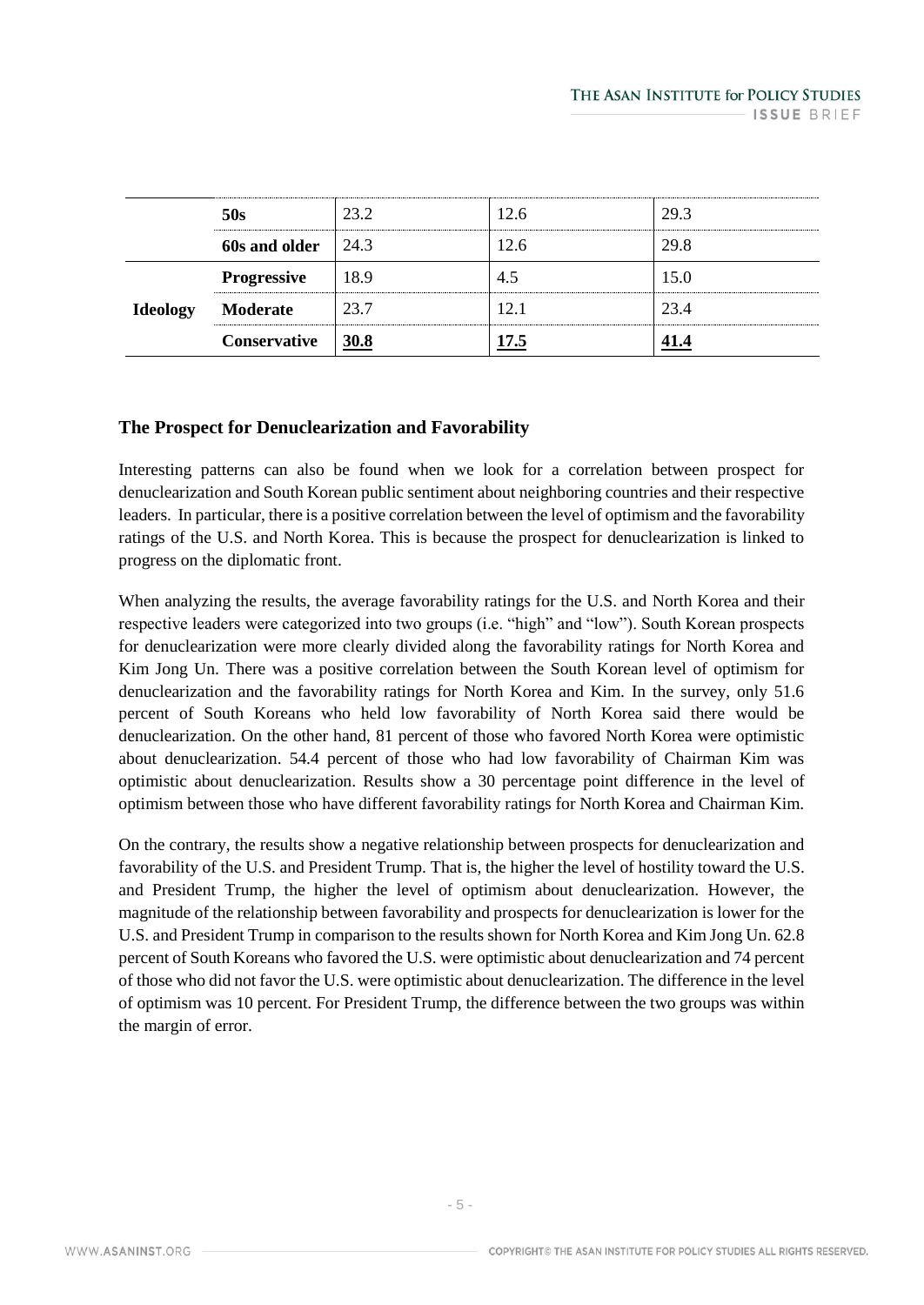| | | | | |
|---|---|---|---|---|
| | **50s** | 23.2 | 12.6 | 29.3 |
| | **60s and older** | 24.3 | 12.6 | 29.8 |
| **Ideology** | **Progressive** | 18.9 | 4.5 | 15.0 |
| | **Moderate** | 23.7 | 12.1 | 23.4 |
| | **Conservative** | **30.8** | **17.5** | **41.4** |

### The Prospect for Denuclearization and Favorability

Interesting patterns can also be found when we look for a correlation between prospect for denuclearization and South Korean public sentiment about neighboring countries and their respective leaders. In particular, there is a positive correlation between the level of optimism and the favorability ratings of the U.S. and North Korea. This is because the prospect for denuclearization is linked to progress on the diplomatic front.

When analyzing the results, the average favorability ratings for the U.S. and North Korea and their respective leaders were categorized into two groups (i.e. "high" and "low"). South Korean prospects for denuclearization were more clearly divided along the favorability ratings for North Korea and Kim Jong Un. There was a positive correlation between the South Korean level of optimism for denuclearization and the favorability ratings for North Korea and Kim. In the survey, only 51.6 percent of South Koreans who held low favorability of North Korea said there would be denuclearization. On the other hand, 81 percent of those who favored North Korea were optimistic about denuclearization. 54.4 percent of those who had low favorability of Chairman Kim was optimistic about denuclearization. Results show a 30 percentage point difference in the level of optimism between those who have different favorability ratings for North Korea and Chairman Kim.

On the contrary, the results show a negative relationship between prospects for denuclearization and favorability of the U.S. and President Trump. That is, the higher the level of hostility toward the U.S. and President Trump, the higher the level of optimism about denuclearization. However, the magnitude of the relationship between favorability and prospects for denuclearization is lower for the U.S. and President Trump in comparison to the results shown for North Korea and Kim Jong Un. 62.8 percent of South Koreans who favored the U.S. were optimistic about denuclearization and 74 percent of those who did not favor the U.S. were optimistic about denuclearization. The difference in the level of optimism was 10 percent. For President Trump, the difference between the two groups was within the margin of error.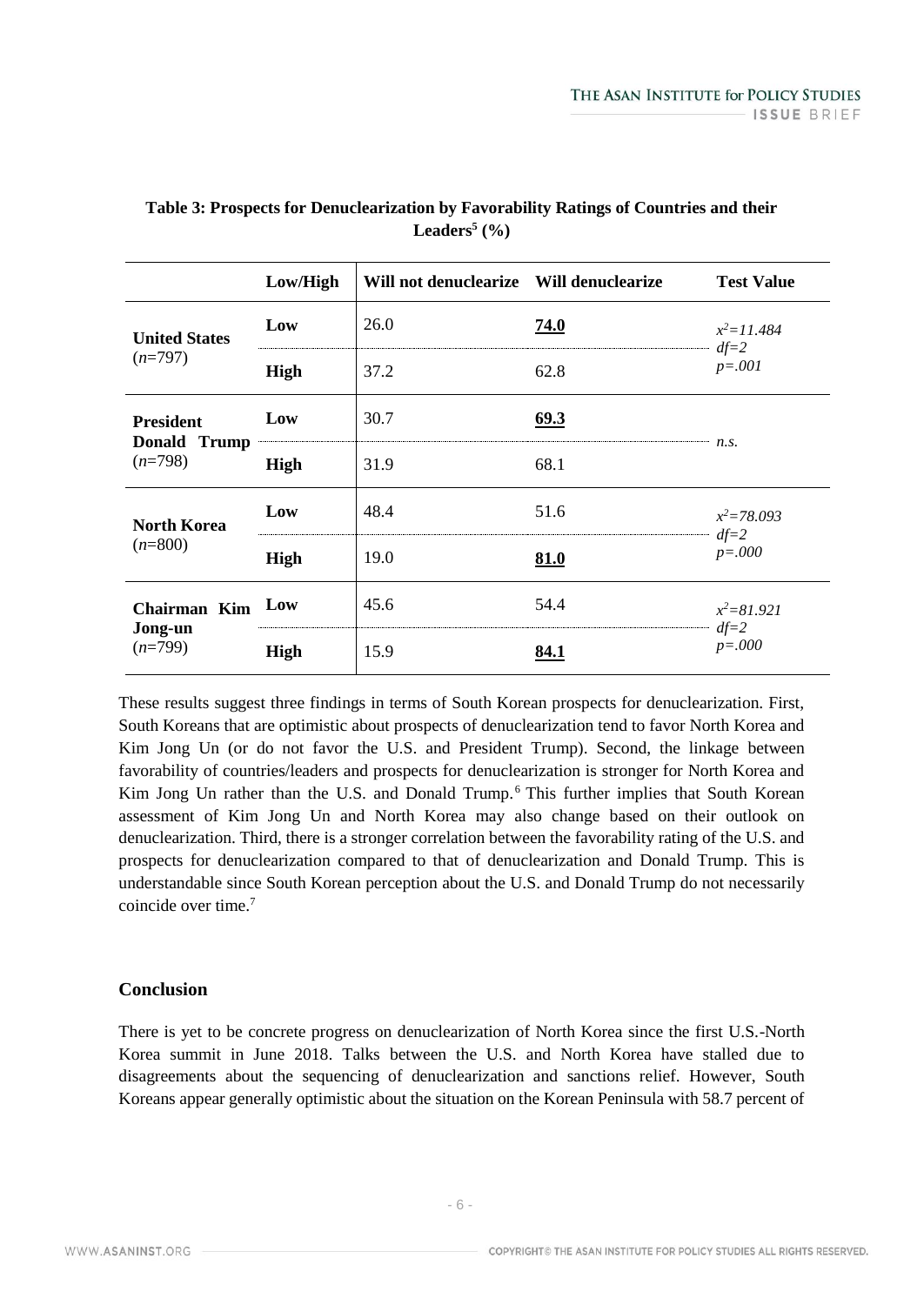**Table 3: Prospects for Denuclearization by Favorability Ratings of Countries and their Leaders[5] (%)**

| | Low/High | Will not denuclearize | Will denuclearize | Test Value |
|---|---|---|---|---|
| **United States** ($n$=797) | **Low** | 26.0 | **<u>74.0</u>** | $x^2$=11.484 $df$=2 $p$=.001 |
| | **High** | 37.2 | 62.8 | |
| **President Donald Trump** ($n$=798) | **Low** | 30.7 | **<u>69.3</u>** | *n.s.* |
| | **High** | 31.9 | 68.1 | |
| **North Korea** ($n$=800) | **Low** | 48.4 | 51.6 | $x^2$=78.093 $df$=2 $p$=.000 |
| | **High** | 19.0 | **<u>81.0</u>** | |
| **Chairman Kim Jong-un** ($n$=799) | **Low** | 45.6 | 54.4 | $x^2$=81.921 $df$=2 $p$=.000 |
| | **High** | 15.9 | **<u>84.1</u>** | |

These results suggest three findings in terms of South Korean prospects for denuclearization. First, South Koreans that are optimistic about prospects of denuclearization tend to favor North Korea and Kim Jong Un (or do not favor the U.S. and President Trump). Second, the linkage between favorability of countries/leaders and prospects for denuclearization is stronger for North Korea and Kim Jong Un rather than the U.S. and Donald Trump.[6] This further implies that South Korean assessment of Kim Jong Un and North Korea may also change based on their outlook on denuclearization. Third, there is a stronger correlation between the favorability rating of the U.S. and prospects for denuclearization compared to that of denuclearization and Donald Trump. This is understandable since South Korean perception about the U.S. and Donald Trump do not necessarily coincide over time.[7]

## Conclusion

There is yet to be concrete progress on denuclearization of North Korea since the first U.S.-North Korea summit in June 2018. Talks between the U.S. and North Korea have stalled due to disagreements about the sequencing of denuclearization and sanctions relief. However, South Koreans appear generally optimistic about the situation on the Korean Peninsula with 58.7 percent of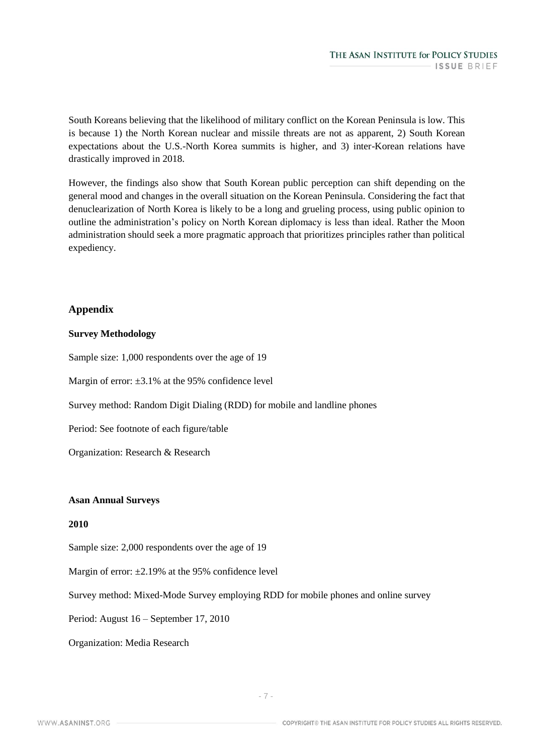South Koreans believing that the likelihood of military conflict on the Korean Peninsula is low. This is because 1) the North Korean nuclear and missile threats are not as apparent, 2) South Korean expectations about the U.S.-North Korea summits is higher, and 3) inter-Korean relations have drastically improved in 2018.

However, the findings also show that South Korean public perception can shift depending on the general mood and changes in the overall situation on the Korean Peninsula. Considering the fact that denuclearization of North Korea is likely to be a long and grueling process, using public opinion to outline the administration's policy on North Korean diplomacy is less than ideal. Rather the Moon administration should seek a more pragmatic approach that prioritizes principles rather than political expediency.

## Appendix

**Survey Methodology**

Sample size: 1,000 respondents over the age of 19

Margin of error: ±3.1% at the 95% confidence level

Survey method: Random Digit Dialing (RDD) for mobile and landline phones

Period: See footnote of each figure/table

Organization: Research & Research

**Asan Annual Surveys**

**2010**

Sample size: 2,000 respondents over the age of 19

Margin of error: ±2.19% at the 95% confidence level

Survey method: Mixed-Mode Survey employing RDD for mobile phones and online survey

Period: August 16 – September 17, 2010

Organization: Media Research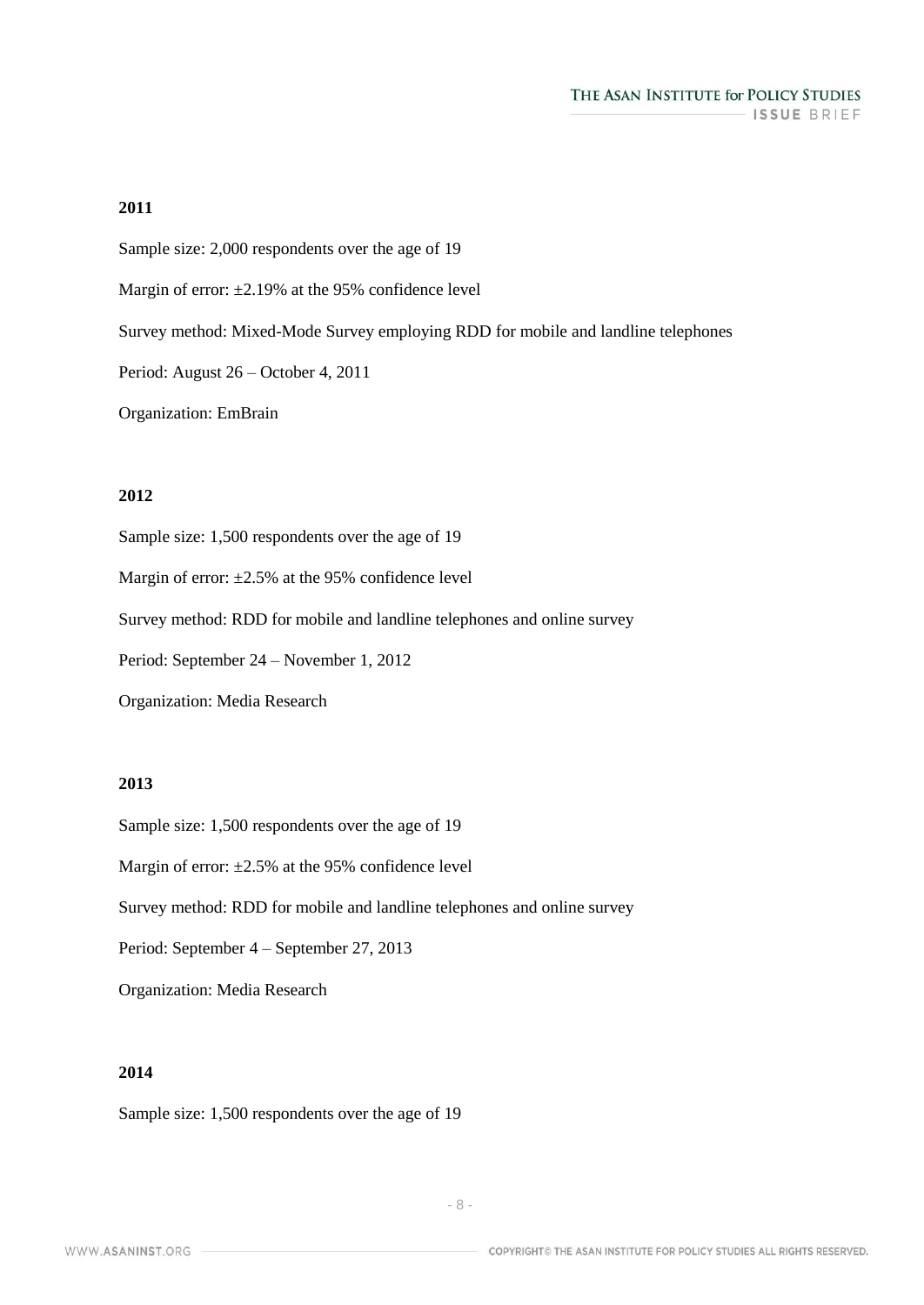**2011**

Sample size: 2,000 respondents over the age of 19

Margin of error: ±2.19% at the 95% confidence level

Survey method: Mixed-Mode Survey employing RDD for mobile and landline telephones

Period: August 26 – October 4, 2011

Organization: EmBrain

**2012**

Sample size: 1,500 respondents over the age of 19

Margin of error: ±2.5% at the 95% confidence level

Survey method: RDD for mobile and landline telephones and online survey

Period: September 24 – November 1, 2012

Organization: Media Research

**2013**

Sample size: 1,500 respondents over the age of 19

Margin of error: ±2.5% at the 95% confidence level

Survey method: RDD for mobile and landline telephones and online survey

Period: September 4 – September 27, 2013

Organization: Media Research

**2014**

Sample size: 1,500 respondents over the age of 19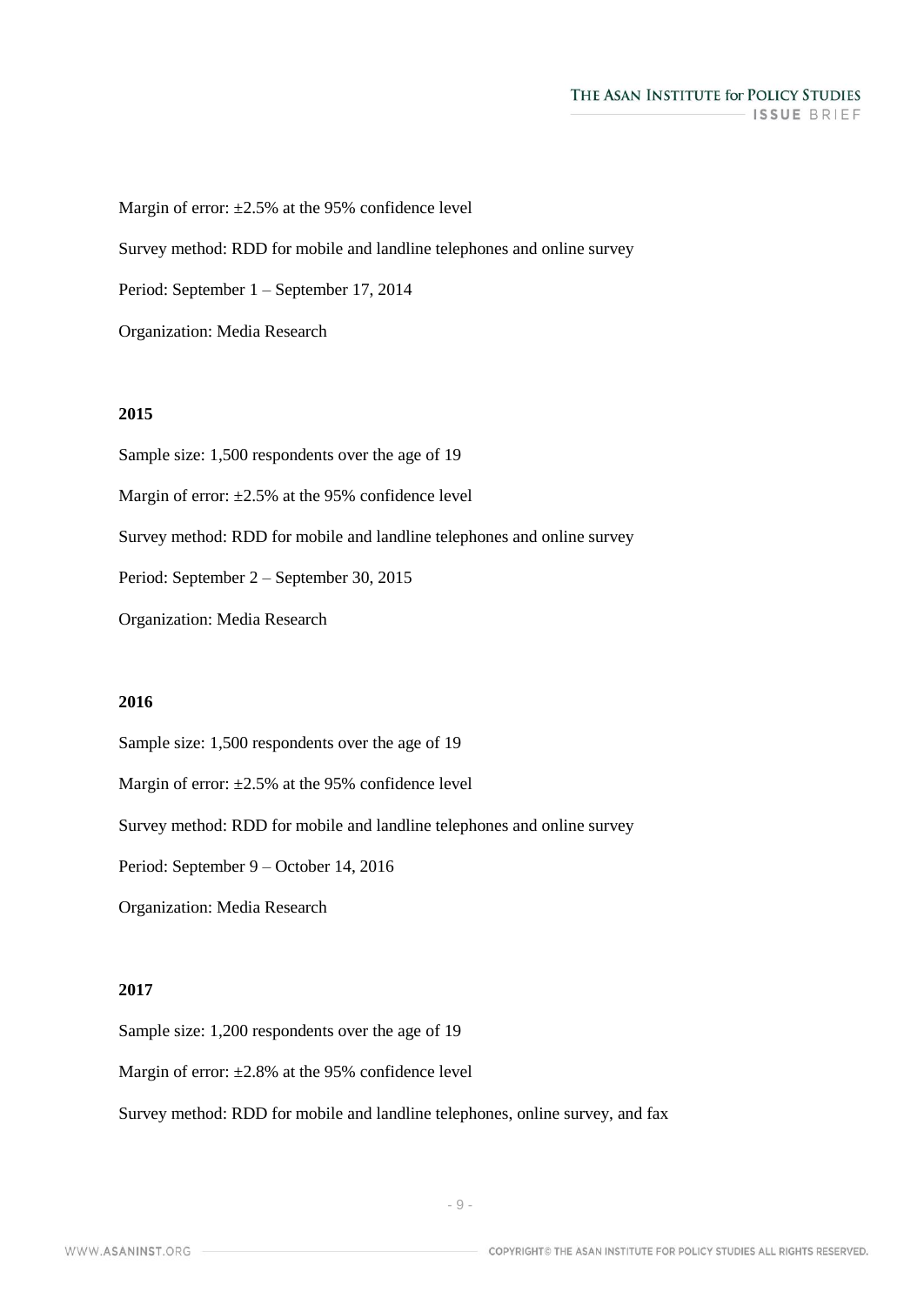Margin of error: ±2.5% at the 95% confidence level

Survey method: RDD for mobile and landline telephones and online survey

Period: September 1 – September 17, 2014

Organization: Media Research

**2015**

Sample size: 1,500 respondents over the age of 19

Margin of error: ±2.5% at the 95% confidence level

Survey method: RDD for mobile and landline telephones and online survey

Period: September 2 – September 30, 2015

Organization: Media Research

**2016**

Sample size: 1,500 respondents over the age of 19

Margin of error: ±2.5% at the 95% confidence level

Survey method: RDD for mobile and landline telephones and online survey

Period: September 9 – October 14, 2016

Organization: Media Research

**2017**

Sample size: 1,200 respondents over the age of 19

Margin of error: ±2.8% at the 95% confidence level

Survey method: RDD for mobile and landline telephones, online survey, and fax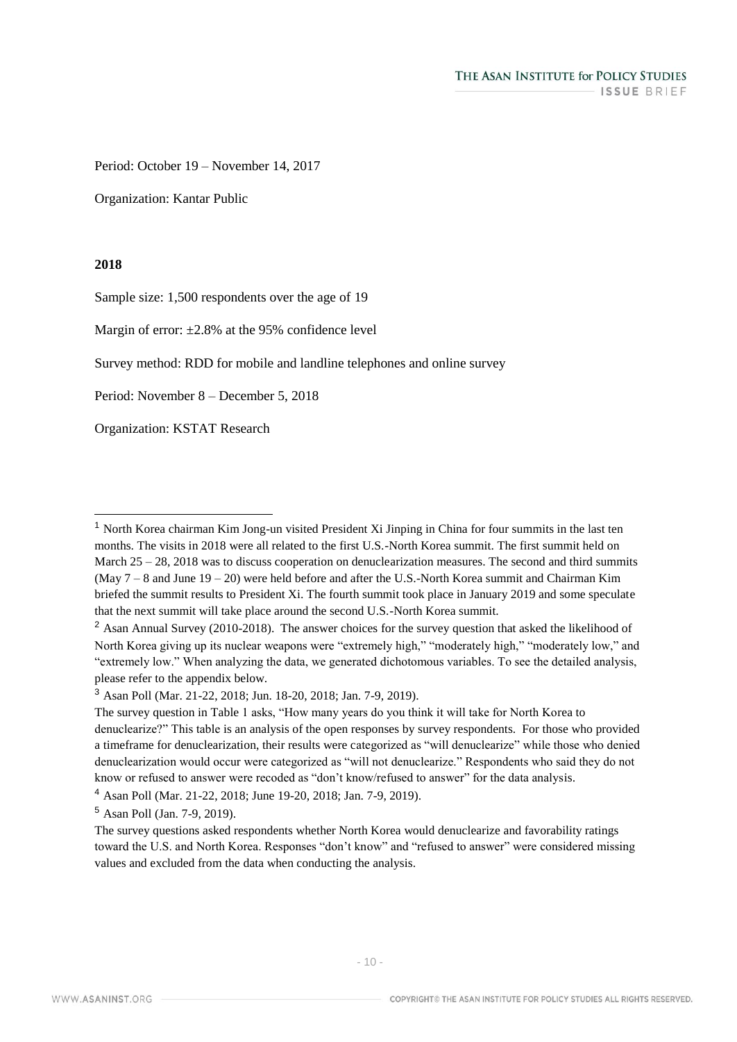Period: October 19 – November 14, 2017

Organization: Kantar Public

**2018**

Sample size: 1,500 respondents over the age of 19

Margin of error: ±2.8% at the 95% confidence level

Survey method: RDD for mobile and landline telephones and online survey

Period: November 8 – December 5, 2018

Organization: KSTAT Research

---

[1] North Korea chairman Kim Jong-un visited President Xi Jinping in China for four summits in the last ten months. The visits in 2018 were all related to the first U.S.-North Korea summit. The first summit held on March 25 – 28, 2018 was to discuss cooperation on denuclearization measures. The second and third summits (May 7 – 8 and June 19 – 20) were held before and after the U.S.-North Korea summit and Chairman Kim briefed the summit results to President Xi. The fourth summit took place in January 2019 and some speculate that the next summit will take place around the second U.S.-North Korea summit.

[2] Asan Annual Survey (2010-2018). The answer choices for the survey question that asked the likelihood of North Korea giving up its nuclear weapons were "extremely high," "moderately high," "moderately low," and "extremely low." When analyzing the data, we generated dichotomous variables. To see the detailed analysis, please refer to the appendix below.

[3] Asan Poll (Mar. 21-22, 2018; Jun. 18-20, 2018; Jan. 7-9, 2019).

The survey question in Table 1 asks, "How many years do you think it will take for North Korea to denuclearize?" This table is an analysis of the open responses by survey respondents. For those who provided a timeframe for denuclearization, their results were categorized as "will denuclearize" while those who denied denuclearization would occur were categorized as "will not denuclearize." Respondents who said they do not know or refused to answer were recoded as "don't know/refused to answer" for the data analysis.

[4] Asan Poll (Mar. 21-22, 2018; June 19-20, 2018; Jan. 7-9, 2019).

[5] Asan Poll (Jan. 7-9, 2019).

The survey questions asked respondents whether North Korea would denuclearize and favorability ratings toward the U.S. and North Korea. Responses "don't know" and "refused to answer" were considered missing values and excluded from the data when conducting the analysis.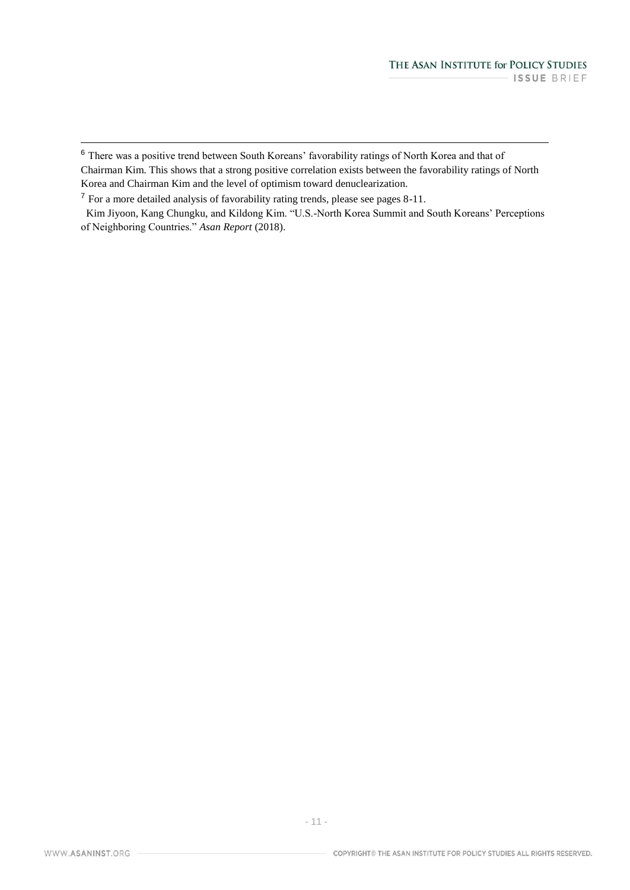[6] There was a positive trend between South Koreans' favorability ratings of North Korea and that of Chairman Kim. This shows that a strong positive correlation exists between the favorability ratings of North Korea and Chairman Kim and the level of optimism toward denuclearization.

[7] For a more detailed analysis of favorability rating trends, please see pages 8-11.
Kim Jiyoon, Kang Chungku, and Kildong Kim. "U.S.-North Korea Summit and South Koreans' Perceptions of Neighboring Countries." *Asan Report* (2018).